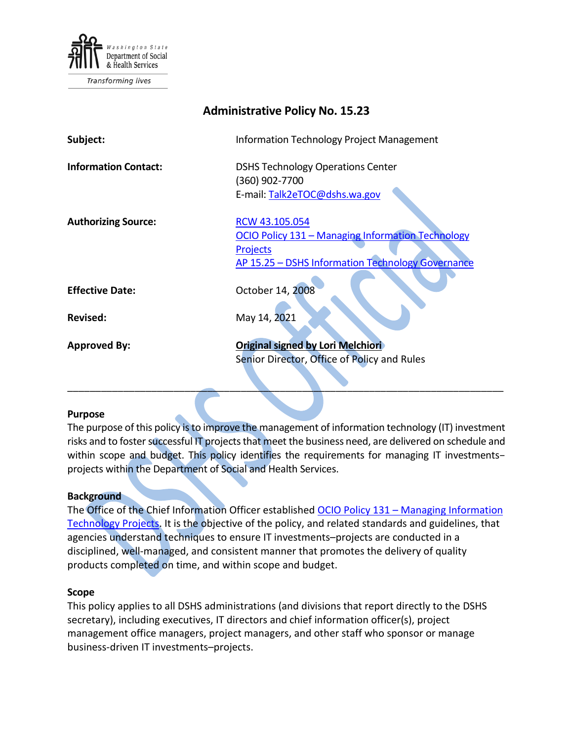Washington State Department of Social & Health Services

Transforming lives

# Administrative Policy No. 15.23

| | |
|---|---|
| **Subject:** | Information Technology Project Management |
| **Information Contact:** | DSHS Technology Operations Center<br>(360) 902-7700<br>E-mail: Talk2eTOC@dshs.wa.gov |
| **Authorizing Source:** | RCW 43.105.054<br>OCIO Policy 131 – Managing Information Technology Projects<br>AP 15.25 – DSHS Information Technology Governance |
| **Effective Date:** | October 14, 2008 |
| **Revised:** | May 14, 2021 |
| **Approved By:** | **Original signed by Lori Melchiori**<br>Senior Director, Office of Policy and Rules |

---

### Purpose

The purpose of this policy is to improve the management of information technology (IT) investment risks and to foster successful IT projects that meet the business need, are delivered on schedule and within scope and budget. This policy identifies the requirements for managing IT investments–projects within the Department of Social and Health Services.

### Background

The Office of the Chief Information Officer established OCIO Policy 131 – Managing Information Technology Projects. It is the objective of the policy, and related standards and guidelines, that agencies understand techniques to ensure IT investments–projects are conducted in a disciplined, well-managed, and consistent manner that promotes the delivery of quality products completed on time, and within scope and budget.

### Scope

This policy applies to all DSHS administrations (and divisions that report directly to the DSHS secretary), including executives, IT directors and chief information officer(s), project management office managers, project managers, and other staff who sponsor or manage business-driven IT investments–projects.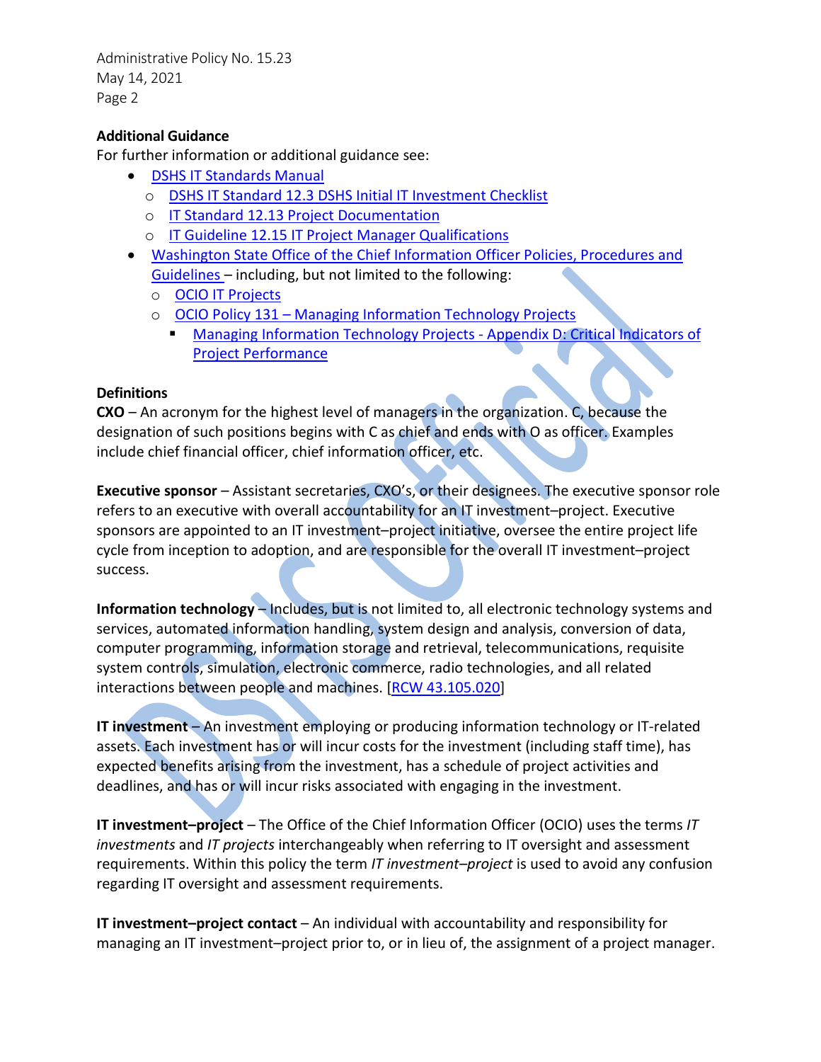### Additional Guidance

For further information or additional guidance see:

- DSHS IT Standards Manual
  - DSHS IT Standard 12.3 DSHS Initial IT Investment Checklist
  - IT Standard 12.13 Project Documentation
  - IT Guideline 12.15 IT Project Manager Qualifications
- Washington State Office of the Chief Information Officer Policies, Procedures and Guidelines – including, but not limited to the following:
  - OCIO IT Projects
  - OCIO Policy 131 – Managing Information Technology Projects
    - Managing Information Technology Projects - Appendix D: Critical Indicators of Project Performance

### Definitions

**CXO** – An acronym for the highest level of managers in the organization. C, because the designation of such positions begins with C as chief and ends with O as officer. Examples include chief financial officer, chief information officer, etc.

**Executive sponsor** – Assistant secretaries, CXO's, or their designees. The executive sponsor role refers to an executive with overall accountability for an IT investment–project. Executive sponsors are appointed to an IT investment–project initiative, oversee the entire project life cycle from inception to adoption, and are responsible for the overall IT investment–project success.

**Information technology** – Includes, but is not limited to, all electronic technology systems and services, automated information handling, system design and analysis, conversion of data, computer programming, information storage and retrieval, telecommunications, requisite system controls, simulation, electronic commerce, radio technologies, and all related interactions between people and machines. [RCW 43.105.020]

**IT investment** – An investment employing or producing information technology or IT-related assets. Each investment has or will incur costs for the investment (including staff time), has expected benefits arising from the investment, has a schedule of project activities and deadlines, and has or will incur risks associated with engaging in the investment.

**IT investment–project** – The Office of the Chief Information Officer (OCIO) uses the terms *IT investments* and *IT projects* interchangeably when referring to IT oversight and assessment requirements. Within this policy the term *IT investment–project* is used to avoid any confusion regarding IT oversight and assessment requirements.

**IT investment–project contact** – An individual with accountability and responsibility for managing an IT investment–project prior to, or in lieu of, the assignment of a project manager.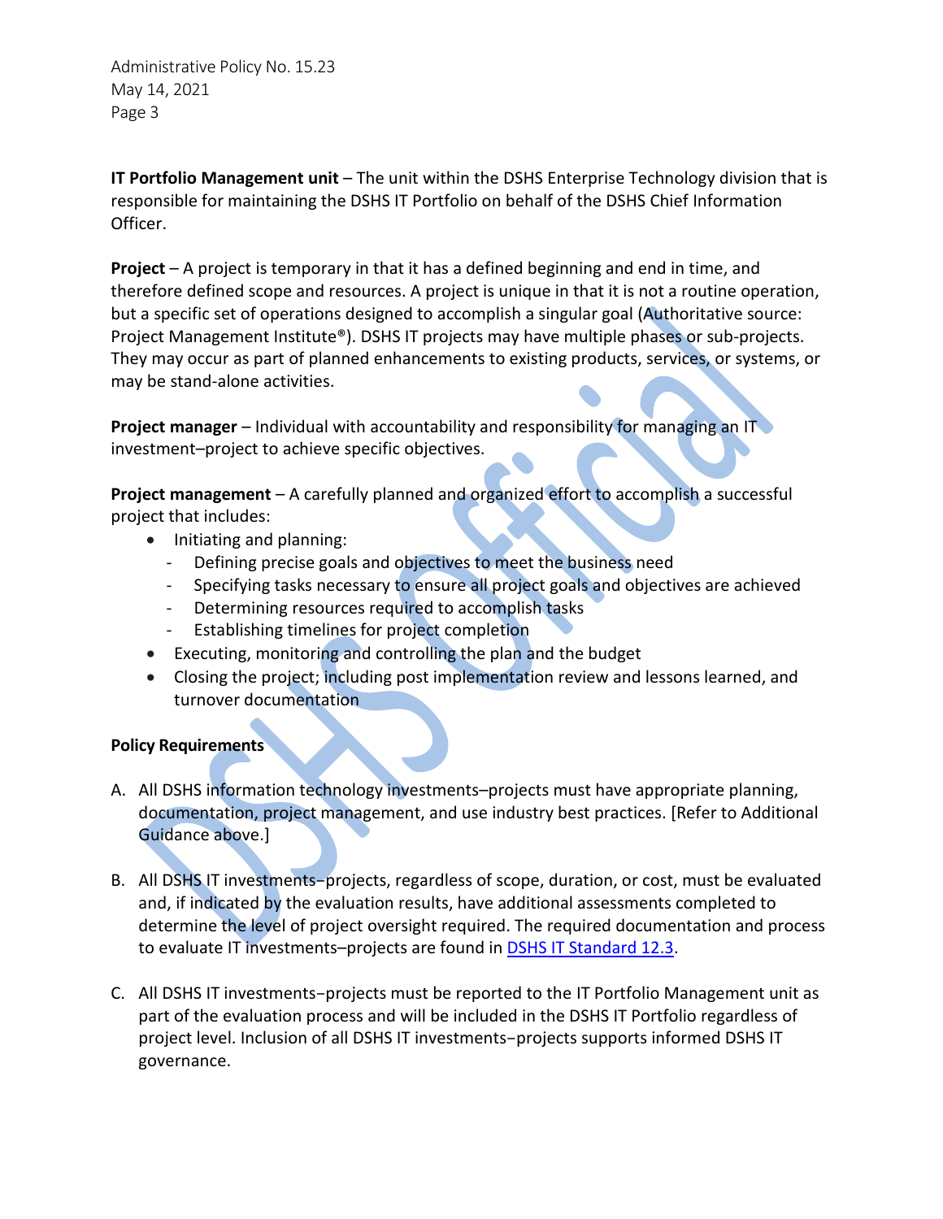**IT Portfolio Management unit** – The unit within the DSHS Enterprise Technology division that is responsible for maintaining the DSHS IT Portfolio on behalf of the DSHS Chief Information Officer.

**Project** – A project is temporary in that it has a defined beginning and end in time, and therefore defined scope and resources. A project is unique in that it is not a routine operation, but a specific set of operations designed to accomplish a singular goal (Authoritative source: Project Management Institute®). DSHS IT projects may have multiple phases or sub-projects. They may occur as part of planned enhancements to existing products, services, or systems, or may be stand-alone activities.

**Project manager** – Individual with accountability and responsibility for managing an IT investment–project to achieve specific objectives.

**Project management** – A carefully planned and organized effort to accomplish a successful project that includes:

- Initiating and planning:
  - Defining precise goals and objectives to meet the business need
  - Specifying tasks necessary to ensure all project goals and objectives are achieved
  - Determining resources required to accomplish tasks
  - Establishing timelines for project completion
- Executing, monitoring and controlling the plan and the budget
- Closing the project; including post implementation review and lessons learned, and turnover documentation

**Policy Requirements**

A. All DSHS information technology investments–projects must have appropriate planning, documentation, project management, and use industry best practices. [Refer to Additional Guidance above.]

B. All DSHS IT investments−projects, regardless of scope, duration, or cost, must be evaluated and, if indicated by the evaluation results, have additional assessments completed to determine the level of project oversight required. The required documentation and process to evaluate IT investments–projects are found in DSHS IT Standard 12.3.

C. All DSHS IT investments−projects must be reported to the IT Portfolio Management unit as part of the evaluation process and will be included in the DSHS IT Portfolio regardless of project level. Inclusion of all DSHS IT investments−projects supports informed DSHS IT governance.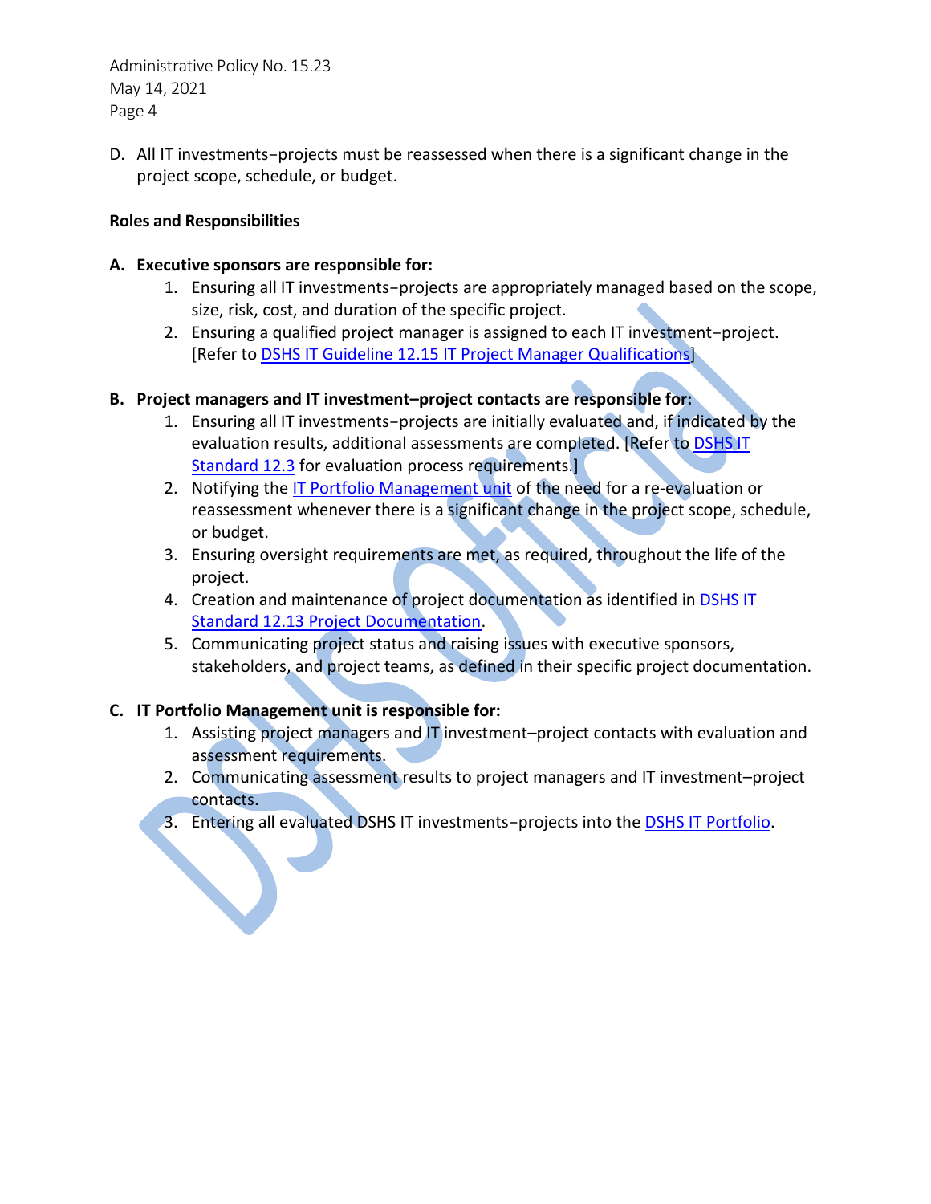D. All IT investments−projects must be reassessed when there is a significant change in the project scope, schedule, or budget.

**Roles and Responsibilities**

**A. Executive sponsors are responsible for:**

1. Ensuring all IT investments−projects are appropriately managed based on the scope, size, risk, cost, and duration of the specific project.
2. Ensuring a qualified project manager is assigned to each IT investment−project. [Refer to DSHS IT Guideline 12.15 IT Project Manager Qualifications]

**B. Project managers and IT investment–project contacts are responsible for:**

1. Ensuring all IT investments−projects are initially evaluated and, if indicated by the evaluation results, additional assessments are completed. [Refer to DSHS IT Standard 12.3 for evaluation process requirements.]
2. Notifying the IT Portfolio Management unit of the need for a re-evaluation or reassessment whenever there is a significant change in the project scope, schedule, or budget.
3. Ensuring oversight requirements are met, as required, throughout the life of the project.
4. Creation and maintenance of project documentation as identified in DSHS IT Standard 12.13 Project Documentation.
5. Communicating project status and raising issues with executive sponsors, stakeholders, and project teams, as defined in their specific project documentation.

**C. IT Portfolio Management unit is responsible for:**

1. Assisting project managers and IT investment–project contacts with evaluation and assessment requirements.
2. Communicating assessment results to project managers and IT investment–project contacts.
3. Entering all evaluated DSHS IT investments−projects into the DSHS IT Portfolio.